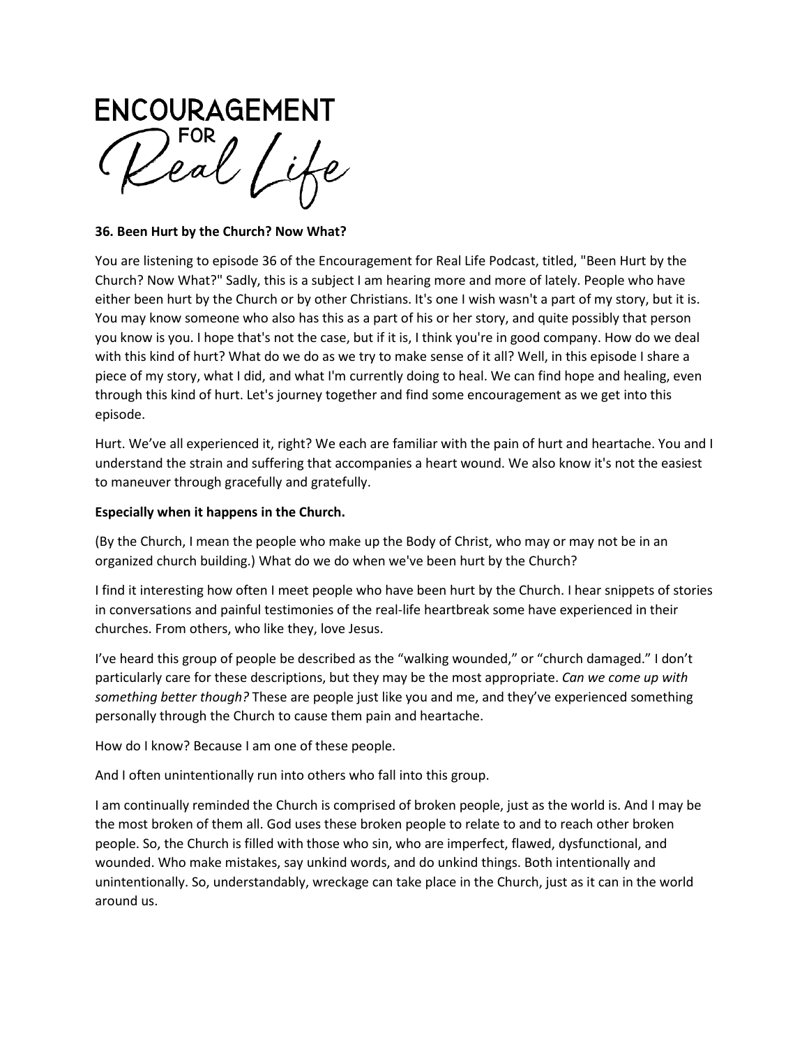# ENCOURAGEMENT FOR Real Life

**36. Been Hurt by the Church? Now What?**

You are listening to episode 36 of the Encouragement for Real Life Podcast, titled, "Been Hurt by the Church? Now What?" Sadly, this is a subject I am hearing more and more of lately. People who have either been hurt by the Church or by other Christians. It's one I wish wasn't a part of my story, but it is. You may know someone who also has this as a part of his or her story, and quite possibly that person you know is you. I hope that's not the case, but if it is, I think you're in good company. How do we deal with this kind of hurt? What do we do as we try to make sense of it all? Well, in this episode I share a piece of my story, what I did, and what I'm currently doing to heal. We can find hope and healing, even through this kind of hurt. Let's journey together and find some encouragement as we get into this episode.

Hurt. We've all experienced it, right? We each are familiar with the pain of hurt and heartache. You and I understand the strain and suffering that accompanies a heart wound. We also know it's not the easiest to maneuver through gracefully and gratefully.

**Especially when it happens in the Church.**

(By the Church, I mean the people who make up the Body of Christ, who may or may not be in an organized church building.) What do we do when we've been hurt by the Church?

I find it interesting how often I meet people who have been hurt by the Church. I hear snippets of stories in conversations and painful testimonies of the real-life heartbreak some have experienced in their churches. From others, who like they, love Jesus.

I've heard this group of people be described as the "walking wounded," or "church damaged." I don't particularly care for these descriptions, but they may be the most appropriate. *Can we come up with something better though?* These are people just like you and me, and they've experienced something personally through the Church to cause them pain and heartache.

How do I know? Because I am one of these people.

And I often unintentionally run into others who fall into this group.

I am continually reminded the Church is comprised of broken people, just as the world is. And I may be the most broken of them all. God uses these broken people to relate to and to reach other broken people. So, the Church is filled with those who sin, who are imperfect, flawed, dysfunctional, and wounded. Who make mistakes, say unkind words, and do unkind things. Both intentionally and unintentionally. So, understandably, wreckage can take place in the Church, just as it can in the world around us.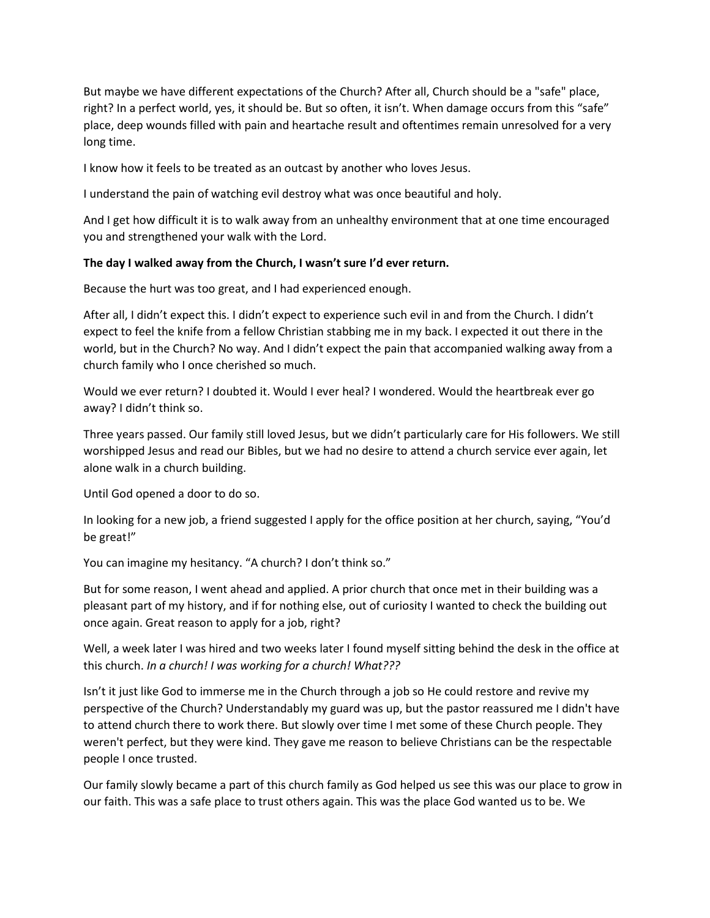But maybe we have different expectations of the Church? After all, Church should be a "safe" place, right? In a perfect world, yes, it should be. But so often, it isn't. When damage occurs from this "safe" place, deep wounds filled with pain and heartache result and oftentimes remain unresolved for a very long time.

I know how it feels to be treated as an outcast by another who loves Jesus.

I understand the pain of watching evil destroy what was once beautiful and holy.

And I get how difficult it is to walk away from an unhealthy environment that at one time encouraged you and strengthened your walk with the Lord.

**The day I walked away from the Church, I wasn't sure I'd ever return.**

Because the hurt was too great, and I had experienced enough.

After all, I didn't expect this. I didn't expect to experience such evil in and from the Church. I didn't expect to feel the knife from a fellow Christian stabbing me in my back. I expected it out there in the world, but in the Church? No way. And I didn't expect the pain that accompanied walking away from a church family who I once cherished so much.

Would we ever return? I doubted it. Would I ever heal? I wondered. Would the heartbreak ever go away? I didn't think so.

Three years passed. Our family still loved Jesus, but we didn't particularly care for His followers. We still worshipped Jesus and read our Bibles, but we had no desire to attend a church service ever again, let alone walk in a church building.

Until God opened a door to do so.

In looking for a new job, a friend suggested I apply for the office position at her church, saying, "You'd be great!"

You can imagine my hesitancy. "A church? I don't think so."

But for some reason, I went ahead and applied. A prior church that once met in their building was a pleasant part of my history, and if for nothing else, out of curiosity I wanted to check the building out once again. Great reason to apply for a job, right?

Well, a week later I was hired and two weeks later I found myself sitting behind the desk in the office at this church. *In a church! I was working for a church! What???*

Isn't it just like God to immerse me in the Church through a job so He could restore and revive my perspective of the Church? Understandably my guard was up, but the pastor reassured me I didn't have to attend church there to work there. But slowly over time I met some of these Church people. They weren't perfect, but they were kind. They gave me reason to believe Christians can be the respectable people I once trusted.

Our family slowly became a part of this church family as God helped us see this was our place to grow in our faith. This was a safe place to trust others again. This was the place God wanted us to be. We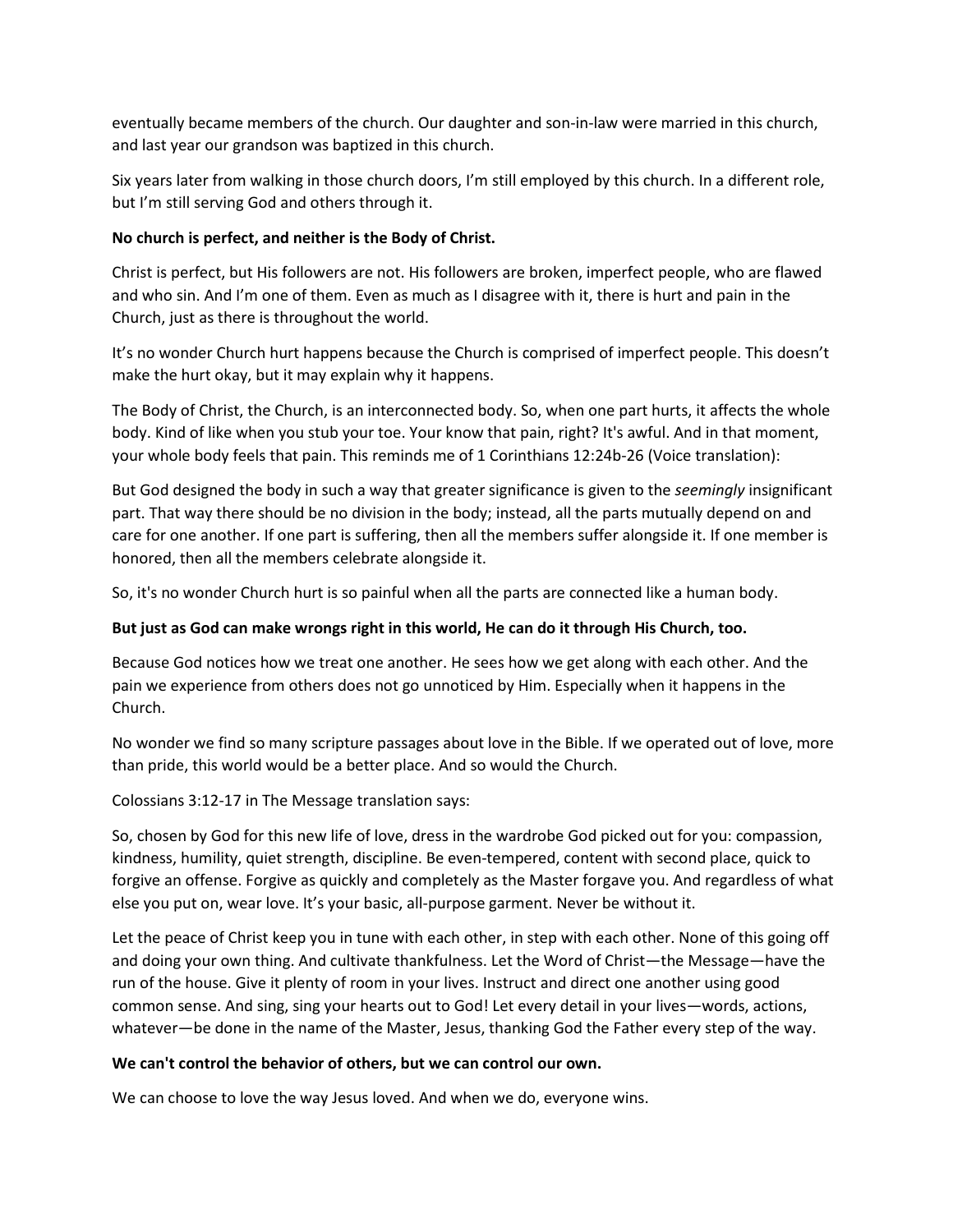eventually became members of the church. Our daughter and son-in-law were married in this church, and last year our grandson was baptized in this church.

Six years later from walking in those church doors, I'm still employed by this church. In a different role, but I'm still serving God and others through it.

**No church is perfect, and neither is the Body of Christ.**

Christ is perfect, but His followers are not. His followers are broken, imperfect people, who are flawed and who sin. And I'm one of them. Even as much as I disagree with it, there is hurt and pain in the Church, just as there is throughout the world.

It's no wonder Church hurt happens because the Church is comprised of imperfect people. This doesn't make the hurt okay, but it may explain why it happens.

The Body of Christ, the Church, is an interconnected body. So, when one part hurts, it affects the whole body. Kind of like when you stub your toe. Your know that pain, right? It's awful. And in that moment, your whole body feels that pain. This reminds me of 1 Corinthians 12:24b-26 (Voice translation):

But God designed the body in such a way that greater significance is given to the *seemingly* insignificant part. That way there should be no division in the body; instead, all the parts mutually depend on and care for one another. If one part is suffering, then all the members suffer alongside it. If one member is honored, then all the members celebrate alongside it.

So, it's no wonder Church hurt is so painful when all the parts are connected like a human body.

**But just as God can make wrongs right in this world, He can do it through His Church, too.**

Because God notices how we treat one another. He sees how we get along with each other. And the pain we experience from others does not go unnoticed by Him. Especially when it happens in the Church.

No wonder we find so many scripture passages about love in the Bible. If we operated out of love, more than pride, this world would be a better place. And so would the Church.

Colossians 3:12-17 in The Message translation says:

So, chosen by God for this new life of love, dress in the wardrobe God picked out for you: compassion, kindness, humility, quiet strength, discipline. Be even-tempered, content with second place, quick to forgive an offense. Forgive as quickly and completely as the Master forgave you. And regardless of what else you put on, wear love. It's your basic, all-purpose garment. Never be without it.

Let the peace of Christ keep you in tune with each other, in step with each other. None of this going off and doing your own thing. And cultivate thankfulness. Let the Word of Christ—the Message—have the run of the house. Give it plenty of room in your lives. Instruct and direct one another using good common sense. And sing, sing your hearts out to God! Let every detail in your lives—words, actions, whatever—be done in the name of the Master, Jesus, thanking God the Father every step of the way.

**We can't control the behavior of others, but we can control our own.**

We can choose to love the way Jesus loved. And when we do, everyone wins.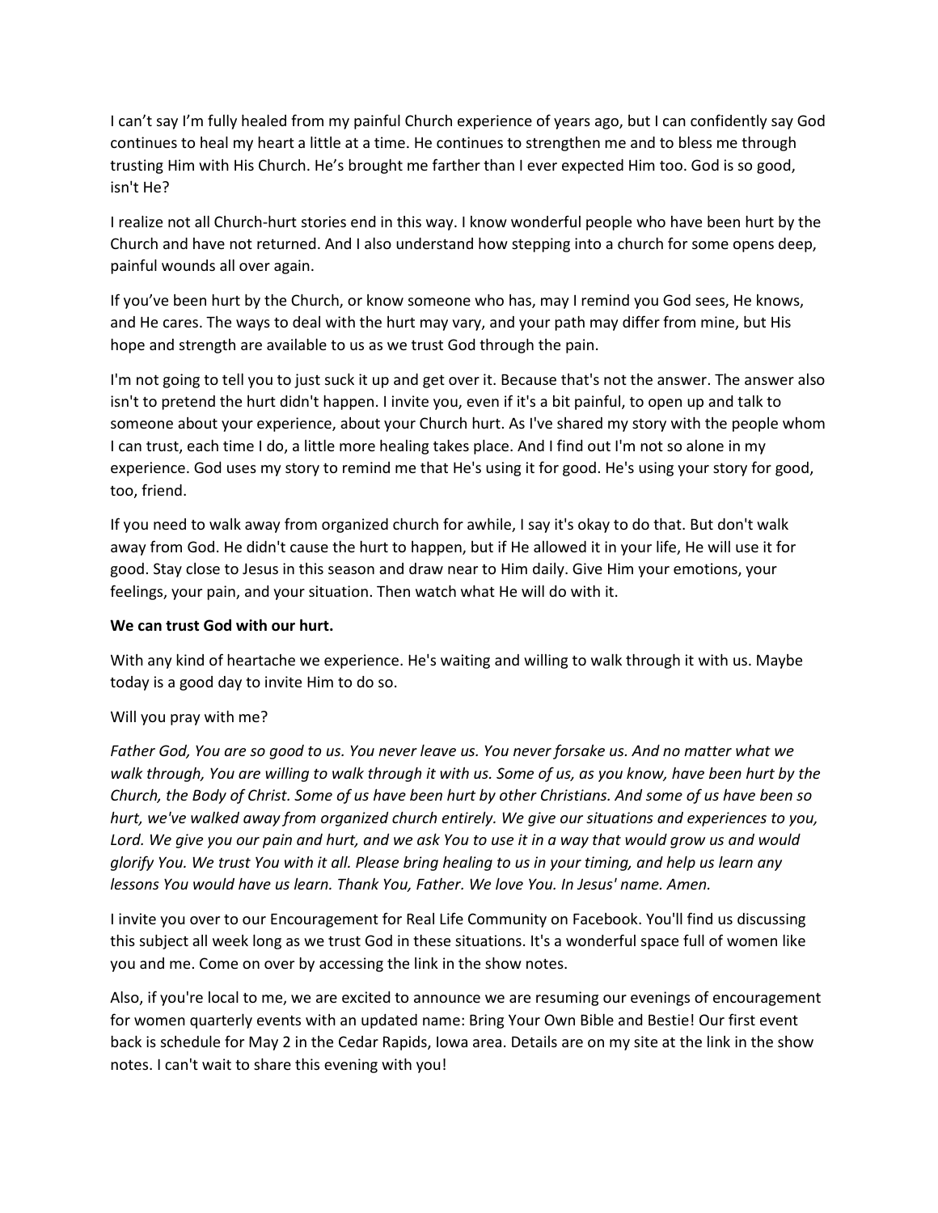I can't say I'm fully healed from my painful Church experience of years ago, but I can confidently say God continues to heal my heart a little at a time. He continues to strengthen me and to bless me through trusting Him with His Church. He's brought me farther than I ever expected Him too. God is so good, isn't He?

I realize not all Church-hurt stories end in this way. I know wonderful people who have been hurt by the Church and have not returned. And I also understand how stepping into a church for some opens deep, painful wounds all over again.

If you've been hurt by the Church, or know someone who has, may I remind you God sees, He knows, and He cares. The ways to deal with the hurt may vary, and your path may differ from mine, but His hope and strength are available to us as we trust God through the pain.

I'm not going to tell you to just suck it up and get over it. Because that's not the answer. The answer also isn't to pretend the hurt didn't happen. I invite you, even if it's a bit painful, to open up and talk to someone about your experience, about your Church hurt. As I've shared my story with the people whom I can trust, each time I do, a little more healing takes place. And I find out I'm not so alone in my experience. God uses my story to remind me that He's using it for good. He's using your story for good, too, friend.

If you need to walk away from organized church for awhile, I say it's okay to do that. But don't walk away from God. He didn't cause the hurt to happen, but if He allowed it in your life, He will use it for good. Stay close to Jesus in this season and draw near to Him daily. Give Him your emotions, your feelings, your pain, and your situation. Then watch what He will do with it.

**We can trust God with our hurt.**

With any kind of heartache we experience. He's waiting and willing to walk through it with us. Maybe today is a good day to invite Him to do so.

Will you pray with me?

*Father God, You are so good to us. You never leave us. You never forsake us. And no matter what we walk through, You are willing to walk through it with us. Some of us, as you know, have been hurt by the Church, the Body of Christ. Some of us have been hurt by other Christians. And some of us have been so hurt, we've walked away from organized church entirely. We give our situations and experiences to you, Lord. We give you our pain and hurt, and we ask You to use it in a way that would grow us and would glorify You. We trust You with it all. Please bring healing to us in your timing, and help us learn any lessons You would have us learn. Thank You, Father. We love You. In Jesus' name. Amen.*

I invite you over to our Encouragement for Real Life Community on Facebook. You'll find us discussing this subject all week long as we trust God in these situations. It's a wonderful space full of women like you and me. Come on over by accessing the link in the show notes.

Also, if you're local to me, we are excited to announce we are resuming our evenings of encouragement for women quarterly events with an updated name: Bring Your Own Bible and Bestie! Our first event back is schedule for May 2 in the Cedar Rapids, Iowa area. Details are on my site at the link in the show notes. I can't wait to share this evening with you!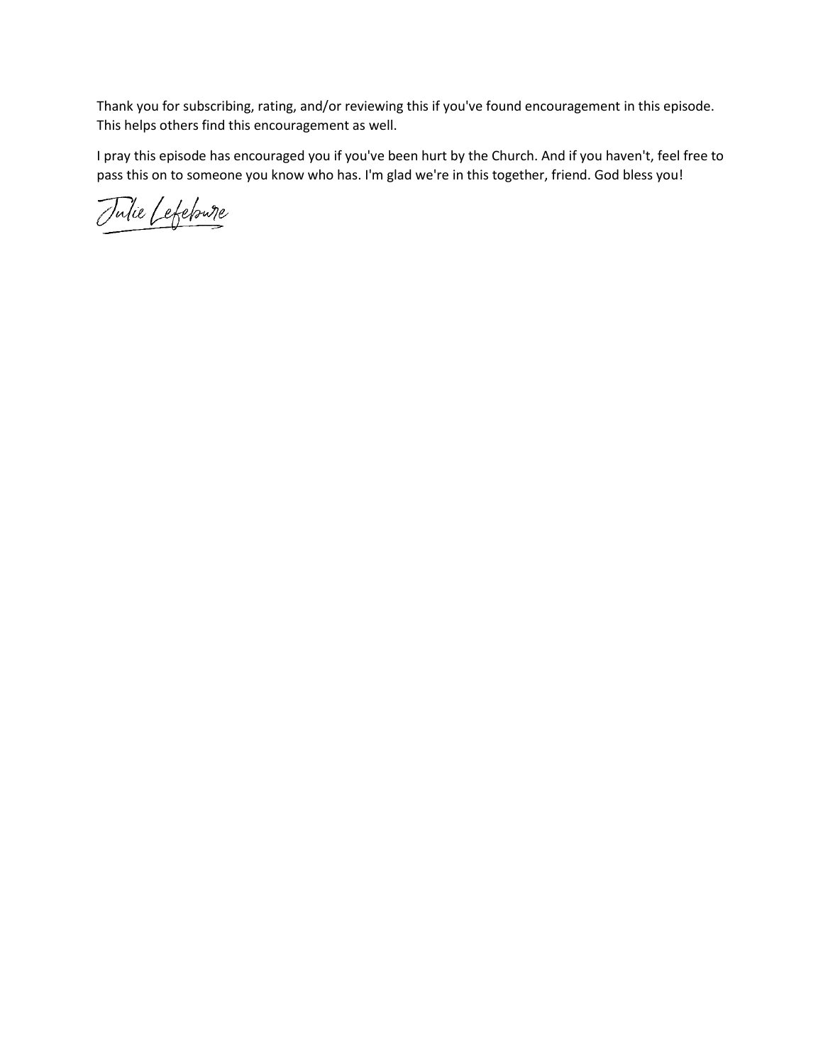Thank you for subscribing, rating, and/or reviewing this if you've found encouragement in this episode. This helps others find this encouragement as well.

I pray this episode has encouraged you if you've been hurt by the Church. And if you haven't, feel free to pass this on to someone you know who has. I'm glad we're in this together, friend. God bless you!

Julie Lefebvre